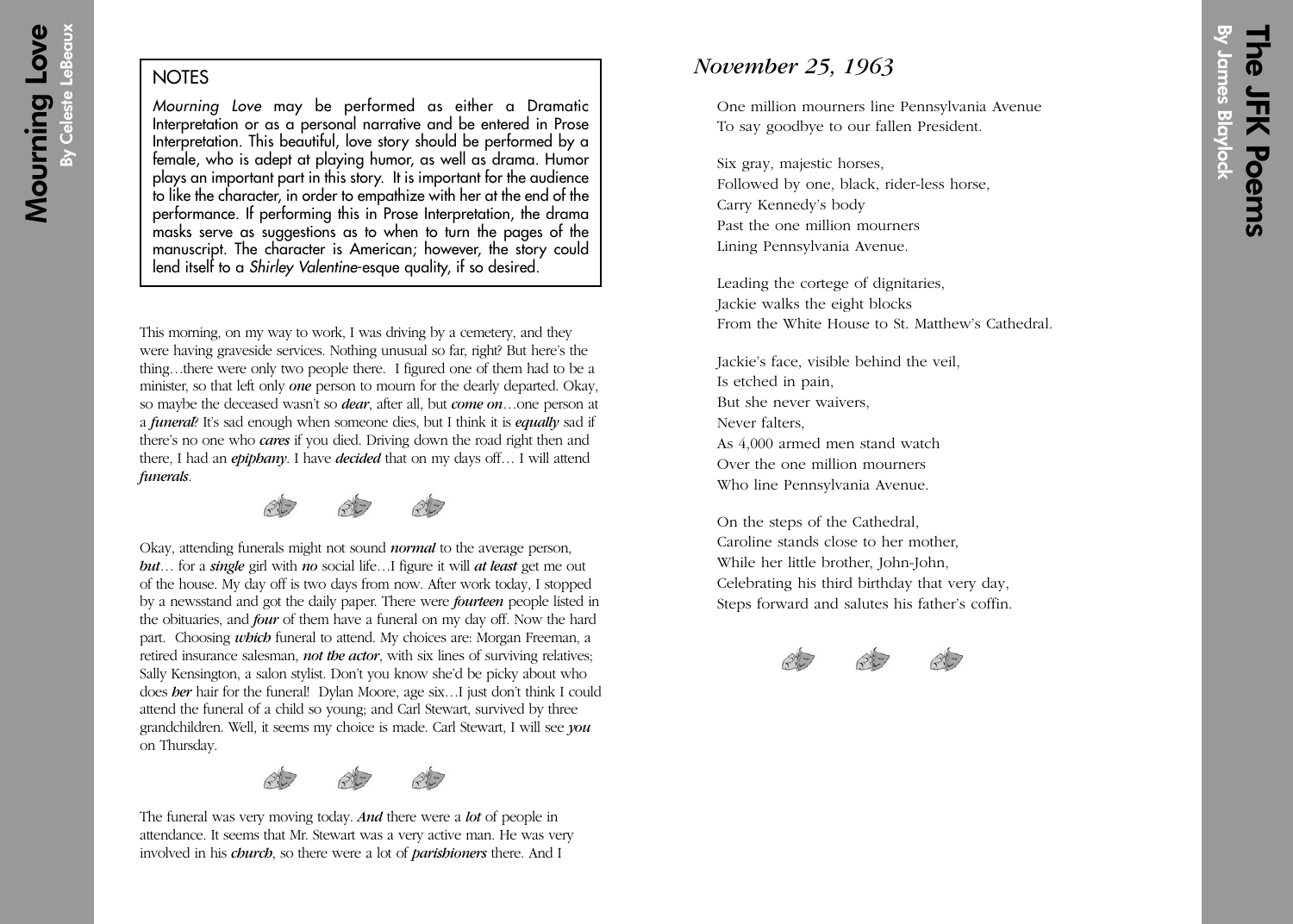# Mourning Love

By Celeste LeBeaux

NOTES

*Mourning Love* may be performed as either a Dramatic Interpretation or as a personal narrative and be entered in Prose Interpretation. This beautiful, love story should be performed by a female, who is adept at playing humor, as well as drama. Humor plays an important part in this story. It is important for the audience to like the character, in order to empathize with her at the end of the performance. If performing this in Prose Interpretation, the drama masks serve as suggestions as to when to turn the pages of the manuscript. The character is American; however, the story could lend itself to a *Shirley Valentine*-esque quality, if so desired.

This morning, on my way to work, I was driving by a cemetery, and they were having graveside services. Nothing unusual so far, right? But here's the thing…there were only two people there. I figured one of them had to be a minister, so that left only ***one*** person to mourn for the dearly departed. Okay, so maybe the deceased wasn't so ***dear***, after all, but ***come on***…one person at a ***funeral***? It's sad enough when someone dies, but I think it is ***equally*** sad if there's no one who ***cares*** if you died. Driving down the road right then and there, I had an ***epiphany***. I have ***decided*** that on my days off… I will attend ***funerals***.

Okay, attending funerals might not sound ***normal*** to the average person, ***but***… for a ***single*** girl with ***no*** social life…I figure it will ***at least*** get me out of the house. My day off is two days from now. After work today, I stopped by a newsstand and got the daily paper. There were ***fourteen*** people listed in the obituaries, and ***four*** of them have a funeral on my day off. Now the hard part. Choosing ***which*** funeral to attend. My choices are: Morgan Freeman, a retired insurance salesman, ***not the actor***, with six lines of surviving relatives; Sally Kensington, a salon stylist. Don't you know she'd be picky about who does ***her*** hair for the funeral! Dylan Moore, age six…I just don't think I could attend the funeral of a child so young; and Carl Stewart, survived by three grandchildren. Well, it seems my choice is made. Carl Stewart, I will see ***you*** on Thursday.

The funeral was very moving today. ***And*** there were a ***lot*** of people in attendance. It seems that Mr. Stewart was a very active man. He was very involved in his ***church***, so there were a lot of ***parishioners*** there. And I

# The JFK Poems

By James Blaylock

## *November 25, 1963*

One million mourners line Pennsylvania Avenue
To say goodbye to our fallen President.

Six gray, majestic horses,
Followed by one, black, rider-less horse,
Carry Kennedy's body
Past the one million mourners
Lining Pennsylvania Avenue.

Leading the cortege of dignitaries,
Jackie walks the eight blocks
From the White House to St. Matthew's Cathedral.

Jackie's face, visible behind the veil,
Is etched in pain,
But she never waivers,
Never falters,
As 4,000 armed men stand watch
Over the one million mourners
Who line Pennsylvania Avenue.

On the steps of the Cathedral,
Caroline stands close to her mother,
While her little brother, John-John,
Celebrating his third birthday that very day,
Steps forward and salutes his father's coffin.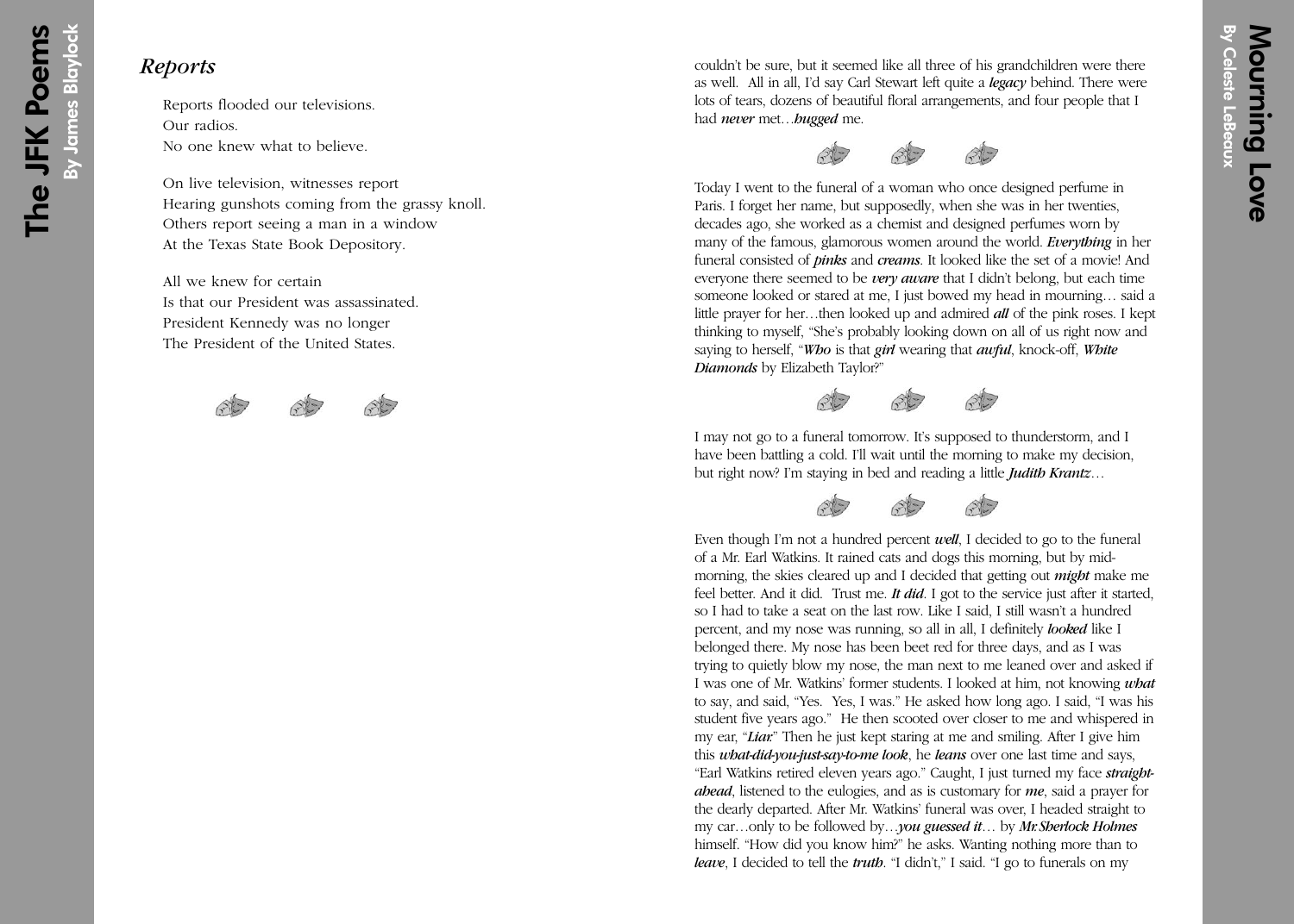## *Reports*

Reports flooded our televisions.
Our radios.
No one knew what to believe.

On live television, witnesses report
Hearing gunshots coming from the grassy knoll.
Others report seeing a man in a window
At the Texas State Book Depository.

All we knew for certain
Is that our President was assassinated.
President Kennedy was no longer
The President of the United States.

couldn't be sure, but it seemed like all three of his grandchildren were there as well. All in all, I'd say Carl Stewart left quite a ***legacy*** behind. There were lots of tears, dozens of beautiful floral arrangements, and four people that I had ***never*** met…***bugged*** me.

Today I went to the funeral of a woman who once designed perfume in Paris. I forget her name, but supposedly, when she was in her twenties, decades ago, she worked as a chemist and designed perfumes worn by many of the famous, glamorous women around the world. ***Everything*** in her funeral consisted of ***pinks*** and ***creams***. It looked like the set of a movie! And everyone there seemed to be ***very aware*** that I didn't belong, but each time someone looked or stared at me, I just bowed my head in mourning… said a little prayer for her…then looked up and admired ***all*** of the pink roses. I kept thinking to myself, "She's probably looking down on all of us right now and saying to herself, "***Who*** is that ***girl*** wearing that ***awful***, knock-off, ***White Diamonds*** by Elizabeth Taylor?"

I may not go to a funeral tomorrow. It's supposed to thunderstorm, and I have been battling a cold. I'll wait until the morning to make my decision, but right now? I'm staying in bed and reading a little ***Judith Krantz***…

Even though I'm not a hundred percent ***well***, I decided to go to the funeral of a Mr. Earl Watkins. It rained cats and dogs this morning, but by mid-morning, the skies cleared up and I decided that getting out ***might*** make me feel better. And it did. Trust me. ***It did***. I got to the service just after it started, so I had to take a seat on the last row. Like I said, I still wasn't a hundred percent, and my nose was running, so all in all, I definitely ***looked*** like I belonged there. My nose has been beet red for three days, and as I was trying to quietly blow my nose, the man next to me leaned over and asked if I was one of Mr. Watkins' former students. I looked at him, not knowing ***what*** to say, and said, "Yes. Yes, I was." He asked how long ago. I said, "I was his student five years ago." He then scooted over closer to me and whispered in my ear, "***Liar.***" Then he just kept staring at me and smiling. After I give him this ***what-did-you-just-say-to-me look***, he ***leans*** over one last time and says, "Earl Watkins retired eleven years ago." Caught, I just turned my face ***straight-ahead***, listened to the eulogies, and as is customary for ***me***, said a prayer for the dearly departed. After Mr. Watkins' funeral was over, I headed straight to my car…only to be followed by…***you guessed it***… by ***Mr. Sherlock Holmes*** himself. "How did you know him?" he asks. Wanting nothing more than to ***leave***, I decided to tell the ***truth***. "I didn't," I said. "I go to funerals on my